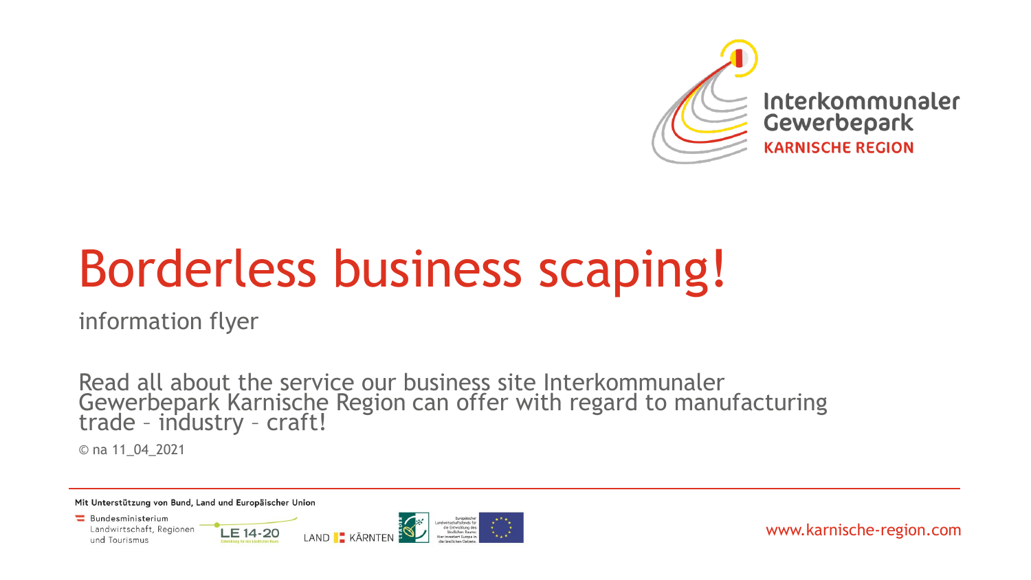Interkommunaler Gewerbepark
KARNISCHE REGION

# Borderless business scaping!

information flyer

Read all about the service our business site Interkommunaler Gewerbepark Karnische Region can offer with regard to manufacturing trade – industry – craft!

© na 11_04_2021

Mit Unterstützung von Bund, Land und Europäischer Union

Bundesministerium Landwirtschaft, Regionen und Tourismus

LE 14-20

LAND KÄRNTEN

Europäischer Landwirtschaftsfonds für die Entwicklung des ländlichen Raums: Hier investiert Europa in die ländlichen Gebiete.

www.karnische-region.com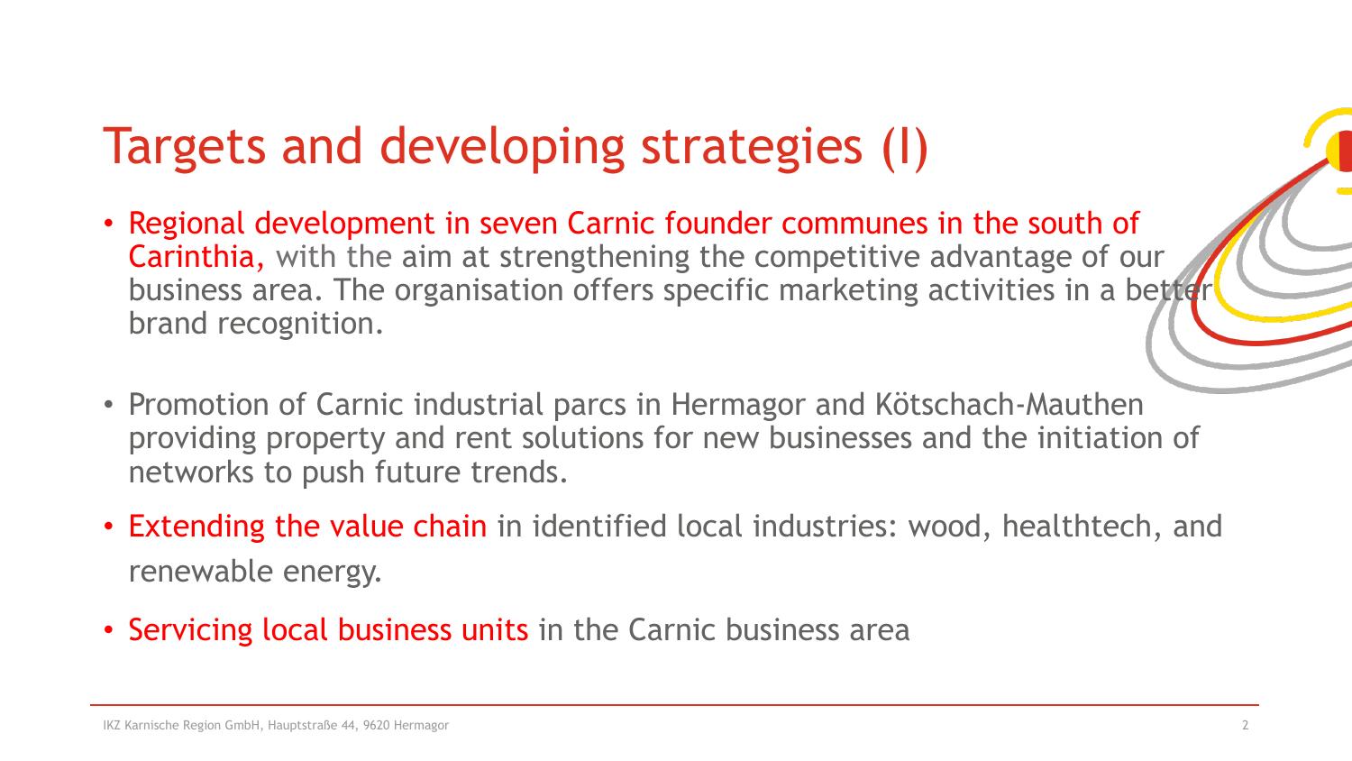# Targets and developing strategies (I)

- Regional development in seven Carnic founder communes in the south of Carinthia, with the aim at strengthening the competitive advantage of our business area. The organisation offers specific marketing activities in a better brand recognition.
- Promotion of Carnic industrial parcs in Hermagor and Kötschach-Mauthen providing property and rent solutions for new businesses and the initiation of networks to push future trends.
- Extending the value chain in identified local industries: wood, healthtech, and renewable energy.
- Servicing local business units in the Carnic business area

IKZ Karnische Region GmbH, Hauptstraße 44, 9620 Hermagor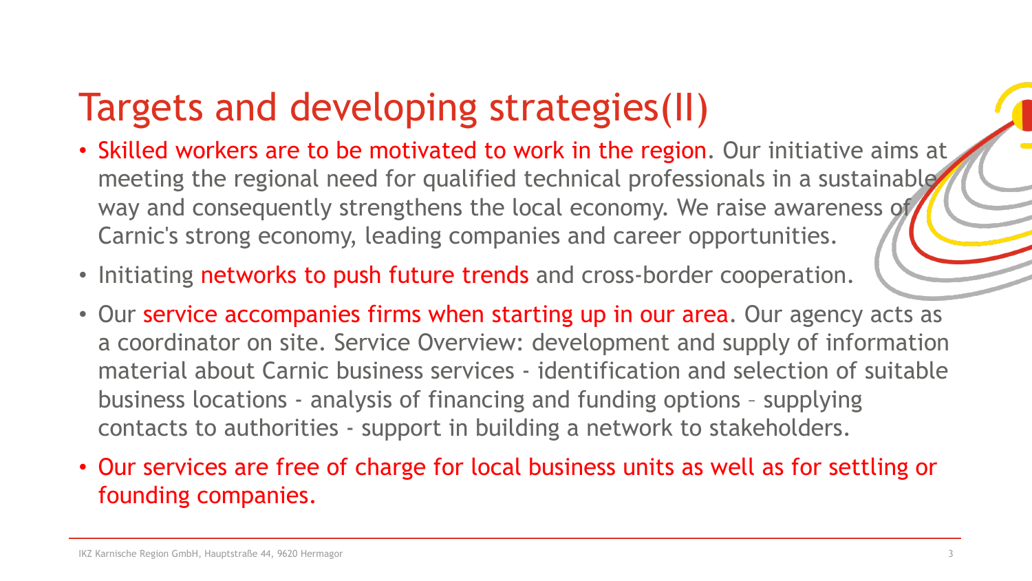# Targets and developing strategies(II)

- Skilled workers are to be motivated to work in the region. Our initiative aims at meeting the regional need for qualified technical professionals in a sustainable way and consequently strengthens the local economy. We raise awareness of Carnic's strong economy, leading companies and career opportunities.
- Initiating networks to push future trends and cross-border cooperation.
- Our service accompanies firms when starting up in our area. Our agency acts as a coordinator on site. Service Overview: development and supply of information material about Carnic business services - identification and selection of suitable business locations - analysis of financing and funding options – supplying contacts to authorities - support in building a network to stakeholders.
- Our services are free of charge for local business units as well as for settling or founding companies.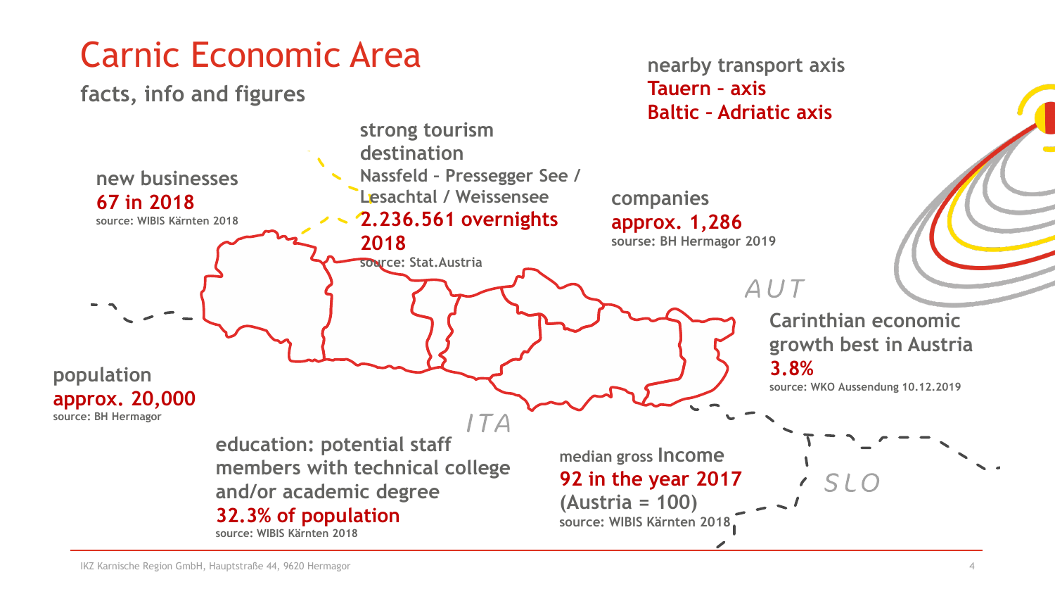# Carnic Economic Area

## facts, info and figures

**nearby transport axis**
**Tauern – axis**
**Baltic – Adriatic axis**

**strong tourism destination**
**Nassfeld – Pressegger See / Lesachtal / Weissensee**
**2.236.561 overnights 2018**
source: Stat.Austria

**new businesses**
**67 in 2018**
source: WIBIS Kärnten 2018

**companies**
**approx. 1,286**
sourse: BH Hermagor 2019

AUT

**Carinthian economic growth best in Austria**
**3.8%**
source: WKO Aussendung 10.12.2019

**population**
**approx. 20,000**
source: BH Hermagor

ITA

**education: potential staff members with technical college and/or academic degree**
**32.3% of population**
source: WIBIS Kärnten 2018

**median gross Income**
**92 in the year 2017**
**(Austria = 100)**
source: WIBIS Kärnten 2018

SLO

IKZ Karnische Region GmbH, Hauptstraße 44, 9620 Hermagor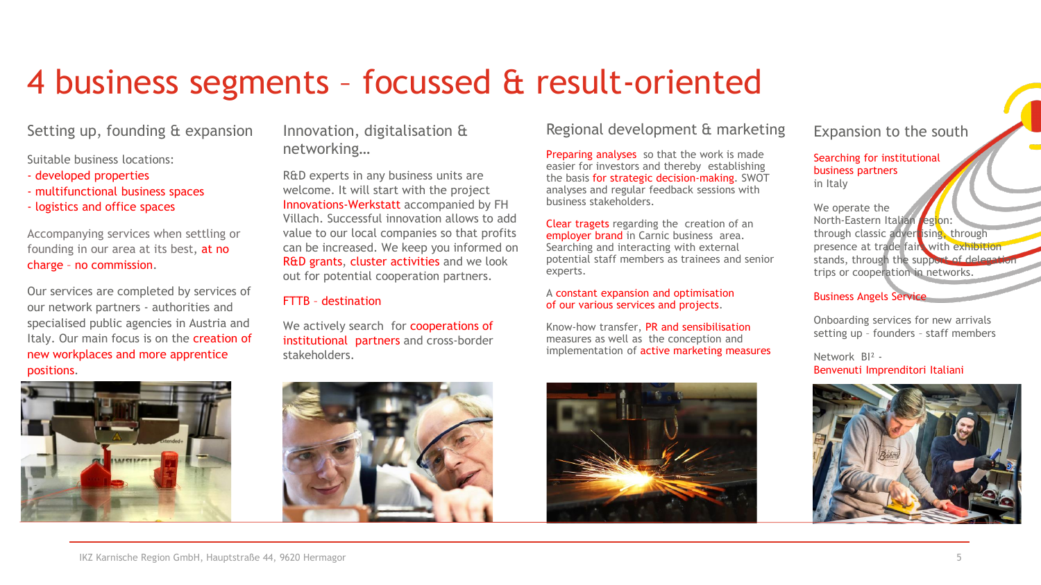# 4 business segments – focussed & result-oriented

## Setting up, founding & expansion

Suitable business locations:
- developed properties
- multifunctional business spaces
- logistics and office spaces

Accompanying services when settling or founding in our area at its best, at no charge – no commission.

Our services are completed by services of our network partners - authorities and specialised public agencies in Austria and Italy. Our main focus is on the creation of new workplaces and more apprentice positions.

## Innovation, digitalisation & networking…

R&D experts in any business units are welcome. It will start with the project Innovations-Werkstatt accompanied by FH Villach. Successful innovation allows to add value to our local companies so that profits can be increased. We keep you informed on R&D grants, cluster activities and we look out for potential cooperation partners.

FTTB – destination

We actively search for cooperations of institutional partners and cross-border stakeholders.

## Regional development & marketing

Preparing analyses so that the work is made easier for investors and thereby establishing the basis for strategic decision-making. SWOT analyses and regular feedback sessions with business stakeholders.

Clear tragets regarding the creation of an employer brand in Carnic business area. Searching and interacting with external potential staff members as trainees and senior experts.

A constant expansion and optimisation of our various services and projects.

Know-how transfer, PR and sensibilisation measures as well as the conception and implementation of active marketing measures

## Expansion to the south

Searching for institutional business partners in Italy

We operate the North-Eastern Italian region: through classic advertising, through presence at trade fairs with exhibition stands, through the support of delegation trips or cooperation in networks.

Business Angels Service

Onboarding services for new arrivals setting up – founders – staff members

Network BI² - Benvenuti Imprenditori Italiani

IKZ Karnische Region GmbH, Hauptstraße 44, 9620 Hermagor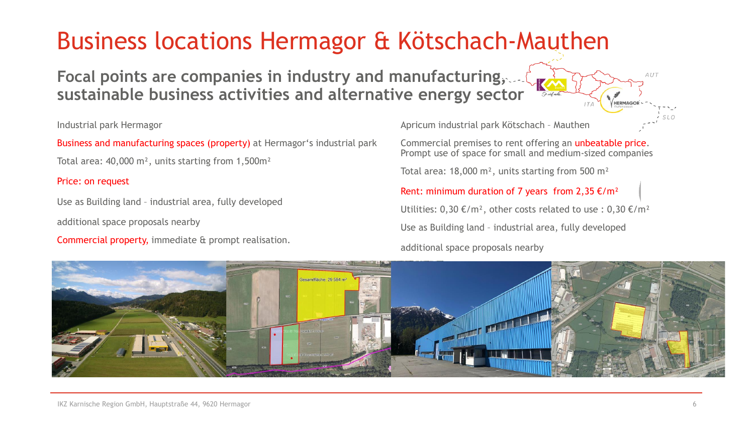# Business locations Hermagor & Kötschach-Mauthen

## Focal points are companies in industry and manufacturing, sustainable business activities and alternative energy sector

Industrial park Hermagor

Business and manufacturing spaces (property) at Hermagor's industrial park

Total area: 40,000 m², units starting from 1,500m²

Price: on request

Use as Building land – industrial area, fully developed

additional space proposals nearby

Commercial property, immediate & prompt realisation.

Apricum industrial park Kötschach – Mauthen

Commercial premises to rent offering an unbeatable price.
Prompt use of space for small and medium-sized companies

Total area: 18,000 m², units starting from 500 m²

Rent: minimum duration of 7 years from 2,35 €/m²

Utilities: 0,30 €/m², other costs related to use : 0,30 €/m²

Use as Building land – industrial area, fully developed

additional space proposals nearby

IKZ Karnische Region GmbH, Hauptstraße 44, 9620 Hermagor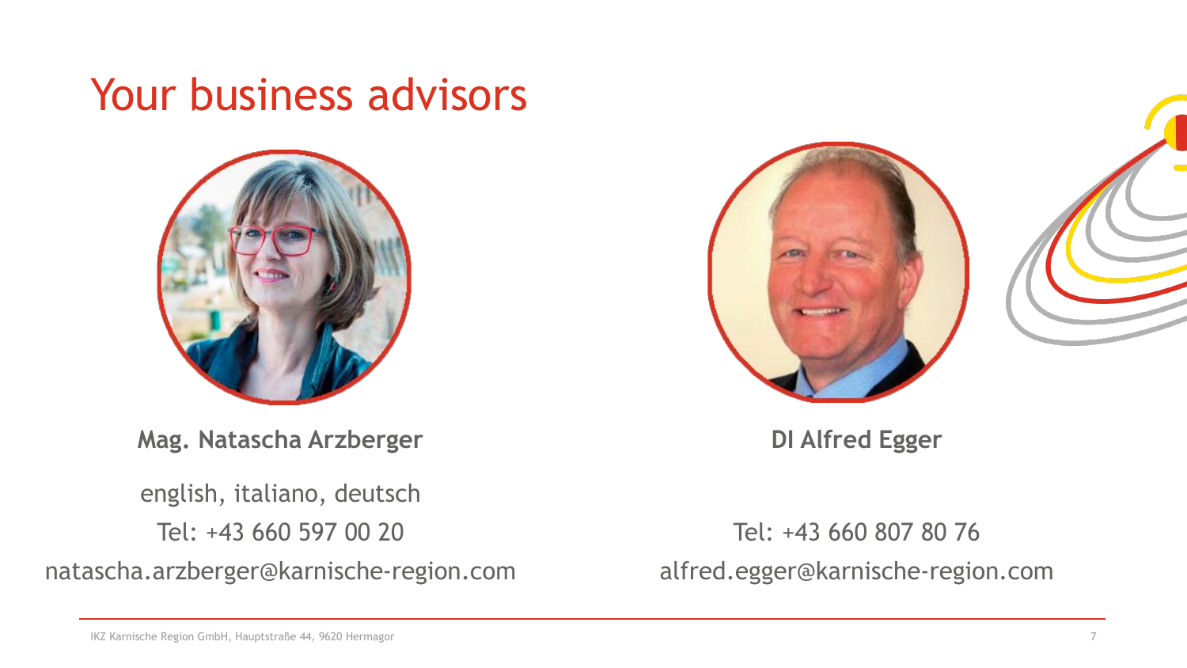# Your business advisors

**Mag. Natascha Arzberger**

english, italiano, deutsch

Tel: +43 660 597 00 20

natascha.arzberger@karnische-region.com

**DI Alfred Egger**

Tel: +43 660 807 80 76

alfred.egger@karnische-region.com

IKZ Karnische Region GmbH, Hauptstraße 44, 9620 Hermagor